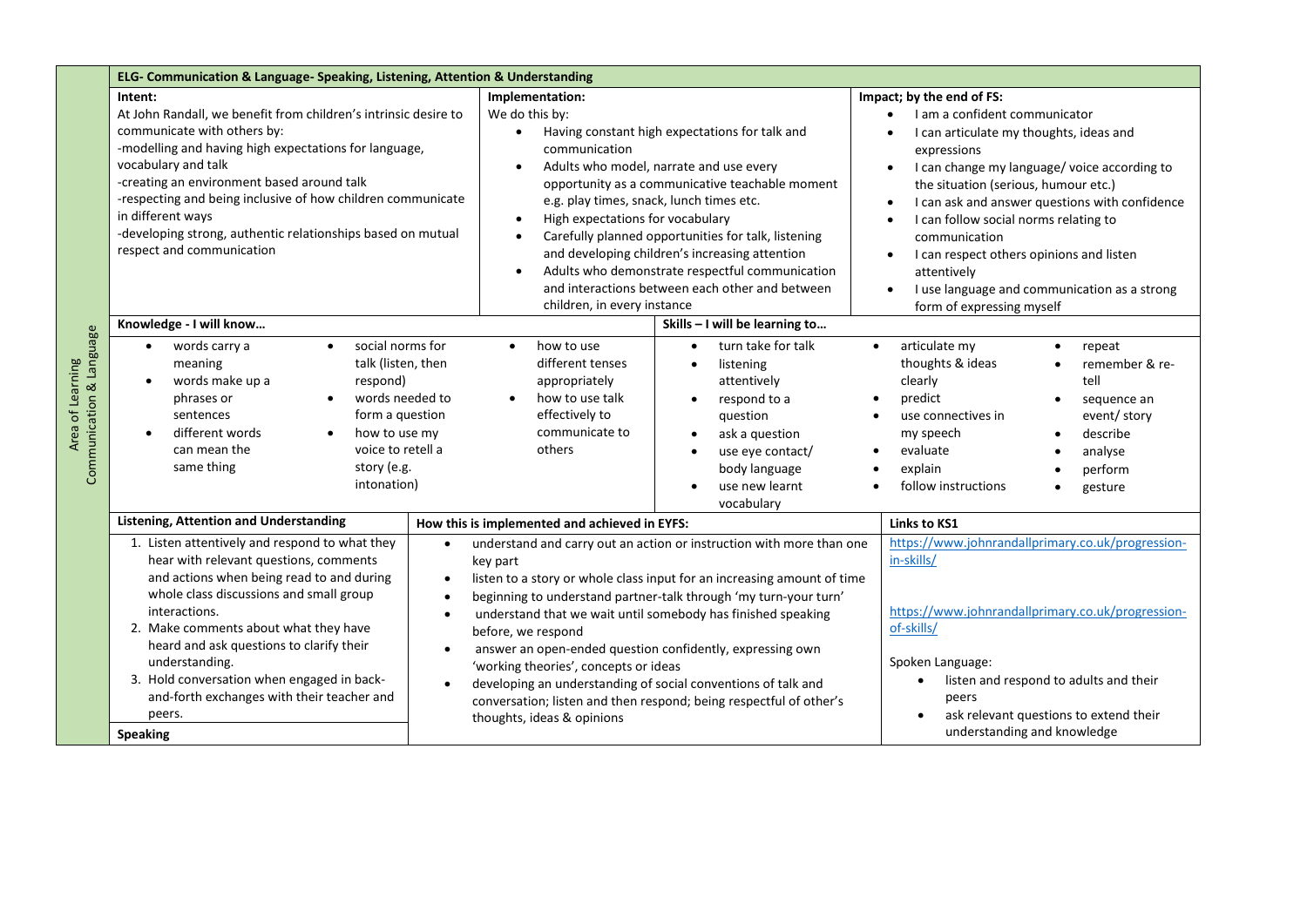**Area of Learning: Communication & Language**

## ELG- Communication & Language- Speaking, Listening, Attention & Understanding

**Intent:**

At John Randall, we benefit from children's intrinsic desire to communicate with others by:

-modelling and having high expectations for language, vocabulary and talk

-creating an environment based around talk

-respecting and being inclusive of how children communicate in different ways

-developing strong, authentic relationships based on mutual respect and communication

**Implementation:**

We do this by:

- Having constant high expectations for talk and communication
- Adults who model, narrate and use every opportunity as a communicative teachable moment e.g. play times, snack, lunch times etc.
- High expectations for vocabulary
- Carefully planned opportunities for talk, listening and developing children's increasing attention
- Adults who demonstrate respectful communication and interactions between each other and between children, in every instance

**Impact; by the end of FS:**

- I am a confident communicator
- I can articulate my thoughts, ideas and expressions
- I can change my language/ voice according to the situation (serious, humour etc.)
- I can ask and answer questions with confidence
- I can follow social norms relating to communication
- I can respect others opinions and listen attentively
- I use language and communication as a strong form of expressing myself

**Knowledge - I will know…**

- words carry a meaning
- words make up a phrases or sentences
- different words can mean the same thing
- social norms for talk (listen, then respond)
- words needed to form a question
- how to use my voice to retell a story (e.g. intonation)
- how to use different tenses appropriately
- how to use talk effectively to communicate to others

**Skills – I will be learning to…**

- turn take for talk
- listening attentively
- respond to a question
- ask a question
- use eye contact/ body language
- use new learnt vocabulary
- articulate my thoughts & ideas clearly
- predict
- use connectives in my speech
- evaluate
- explain
- follow instructions
- repeat
- remember & re-tell
- sequence an event/ story
- describe
- analyse
- perform
- gesture

**Listening, Attention and Understanding**

1. Listen attentively and respond to what they hear with relevant questions, comments and actions when being read to and during whole class discussions and small group interactions.
2. Make comments about what they have heard and ask questions to clarify their understanding.
3. Hold conversation when engaged in back-and-forth exchanges with their teacher and peers.

**How this is implemented and achieved in EYFS:**

- understand and carry out an action or instruction with more than one key part
- listen to a story or whole class input for an increasing amount of time
- beginning to understand partner-talk through 'my turn-your turn'
- understand that we wait until somebody has finished speaking before, we respond
- answer an open-ended question confidently, expressing own 'working theories', concepts or ideas
- developing an understanding of social conventions of talk and conversation; listen and then respond; being respectful of other's thoughts, ideas & opinions

**Links to KS1**

https://www.johnrandallprimary.co.uk/progression-in-skills/

https://www.johnrandallprimary.co.uk/progression-of-skills/

Spoken Language:

- listen and respond to adults and their peers
- ask relevant questions to extend their understanding and knowledge

**Speaking**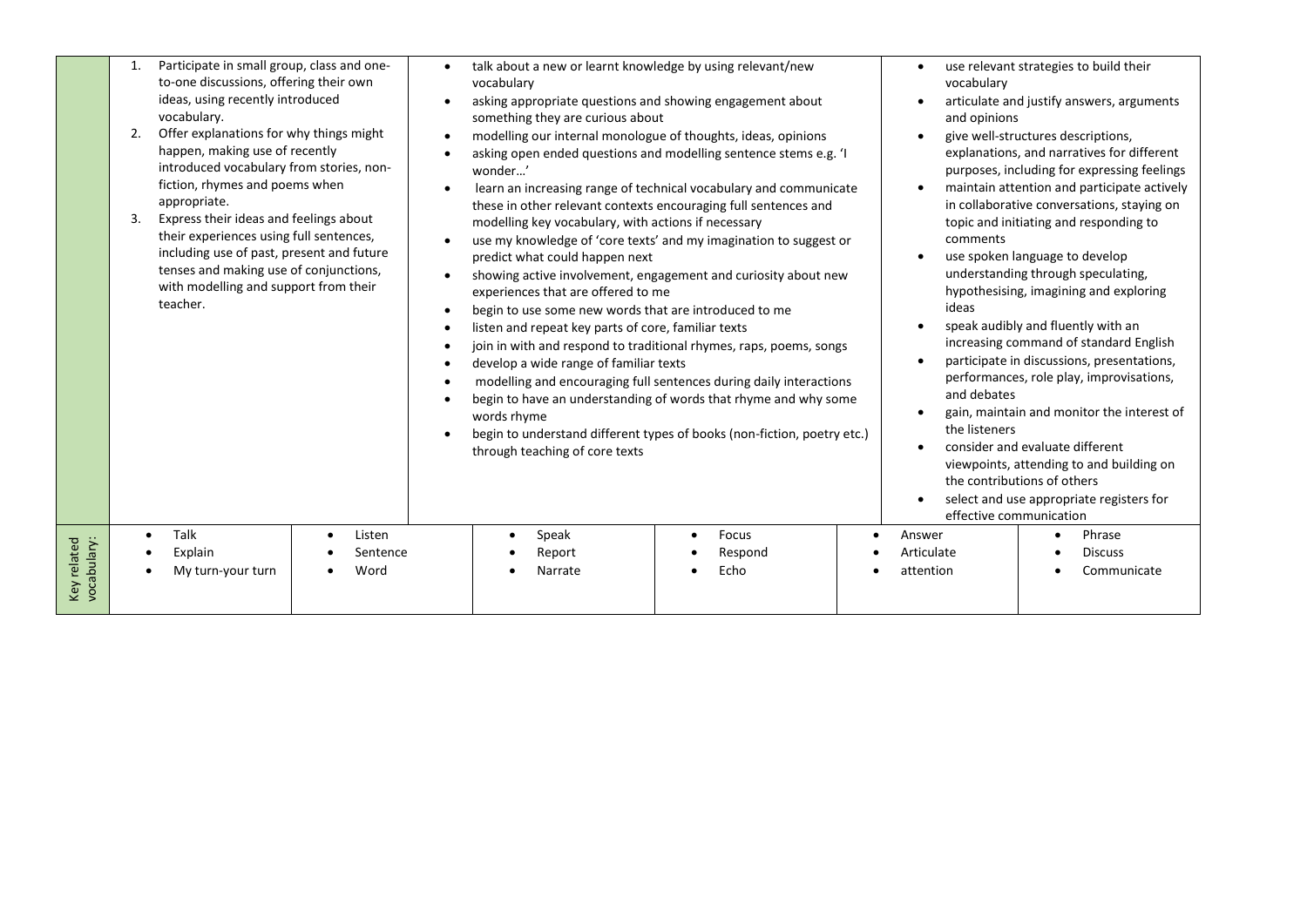| | | | | | | |
|---|---|---|---|---|---|---|
| | 1. Participate in small group, class and one-to-one discussions, offering their own ideas, using recently introduced vocabulary.<br>2. Offer explanations for why things might happen, making use of recently introduced vocabulary from stories, non-fiction, rhymes and poems when appropriate.<br>3. Express their ideas and feelings about their experiences using full sentences, including use of past, present and future tenses and making use of conjunctions, with modelling and support from their teacher. | | • talk about a new or learnt knowledge by using relevant/new vocabulary<br>• asking appropriate questions and showing engagement about something they are curious about<br>• modelling our internal monologue of thoughts, ideas, opinions<br>• asking open ended questions and modelling sentence stems e.g. 'I wonder…'<br>• learn an increasing range of technical vocabulary and communicate these in other relevant contexts encouraging full sentences and modelling key vocabulary, with actions if necessary<br>• use my knowledge of 'core texts' and my imagination to suggest or predict what could happen next<br>• showing active involvement, engagement and curiosity about new experiences that are offered to me<br>• begin to use some new words that are introduced to me<br>• listen and repeat key parts of core, familiar texts<br>• join in with and respond to traditional rhymes, raps, poems, songs<br>• develop a wide range of familiar texts<br>• modelling and encouraging full sentences during daily interactions<br>• begin to have an understanding of words that rhyme and why some words rhyme<br>• begin to understand different types of books (non-fiction, poetry etc.) through teaching of core texts | | • use relevant strategies to build their vocabulary<br>• articulate and justify answers, arguments and opinions<br>• give well-structures descriptions, explanations, and narratives for different purposes, including for expressing feelings<br>• maintain attention and participate actively in collaborative conversations, staying on topic and initiating and responding to comments<br>• use spoken language to develop understanding through speculating, hypothesising, imagining and exploring ideas<br>• speak audibly and fluently with an increasing command of standard English<br>• participate in discussions, presentations, performances, role play, improvisations, and debates<br>• gain, maintain and monitor the interest of the listeners<br>• consider and evaluate different viewpoints, attending to and building on the contributions of others<br>• select and use appropriate registers for effective communication | |
| Key related vocabulary: | • Talk<br>• Explain<br>• My turn-your turn | • Listen<br>• Sentence<br>• Word | • Speak<br>• Report<br>• Narrate | • Focus<br>• Respond<br>• Echo | • Answer<br>• Articulate<br>• attention | • Phrase<br>• Discuss<br>• Communicate |